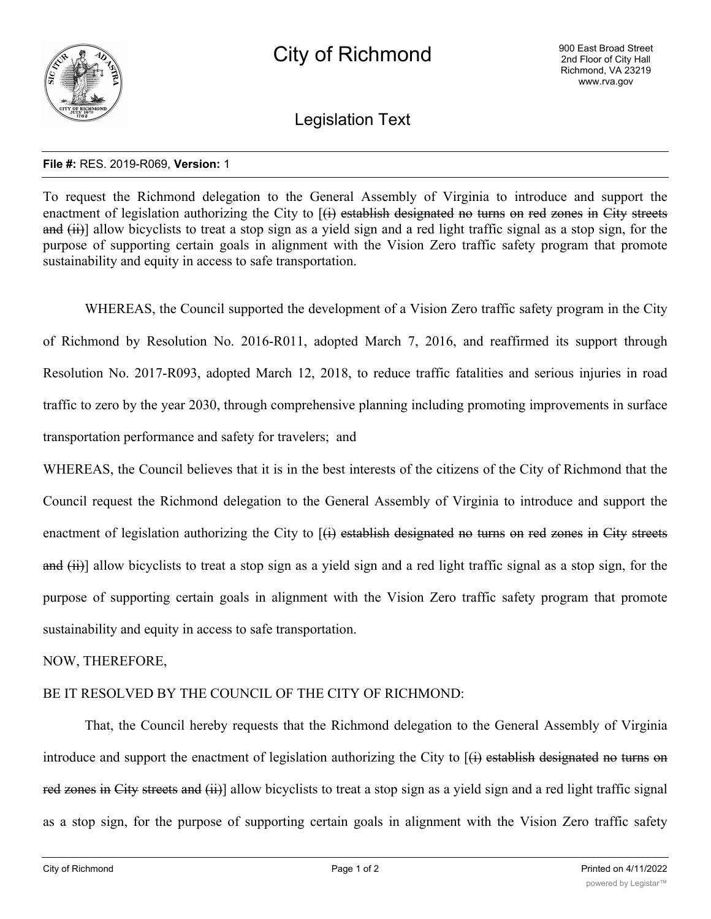# City of Richmond

900 East Broad Street
2nd Floor of City Hall
Richmond, VA 23219
www.rva.gov

## Legislation Text

**File #:** RES. 2019-R069, **Version:** 1

To request the Richmond delegation to the General Assembly of Virginia to introduce and support the enactment of legislation authorizing the City to [~~(i) establish designated no turns on red zones in City streets and (ii)~~] allow bicyclists to treat a stop sign as a yield sign and a red light traffic signal as a stop sign, for the purpose of supporting certain goals in alignment with the Vision Zero traffic safety program that promote sustainability and equity in access to safe transportation.

WHEREAS, the Council supported the development of a Vision Zero traffic safety program in the City of Richmond by Resolution No. 2016-R011, adopted March 7, 2016, and reaffirmed its support through Resolution No. 2017-R093, adopted March 12, 2018, to reduce traffic fatalities and serious injuries in road traffic to zero by the year 2030, through comprehensive planning including promoting improvements in surface transportation performance and safety for travelers; and

WHEREAS, the Council believes that it is in the best interests of the citizens of the City of Richmond that the Council request the Richmond delegation to the General Assembly of Virginia to introduce and support the enactment of legislation authorizing the City to [~~(i) establish designated no turns on red zones in City streets and (ii)~~] allow bicyclists to treat a stop sign as a yield sign and a red light traffic signal as a stop sign, for the purpose of supporting certain goals in alignment with the Vision Zero traffic safety program that promote sustainability and equity in access to safe transportation.

NOW, THEREFORE,

BE IT RESOLVED BY THE COUNCIL OF THE CITY OF RICHMOND:

That, the Council hereby requests that the Richmond delegation to the General Assembly of Virginia introduce and support the enactment of legislation authorizing the City to [~~(i) establish designated no turns on red zones in City streets and (ii)~~] allow bicyclists to treat a stop sign as a yield sign and a red light traffic signal as a stop sign, for the purpose of supporting certain goals in alignment with the Vision Zero traffic safety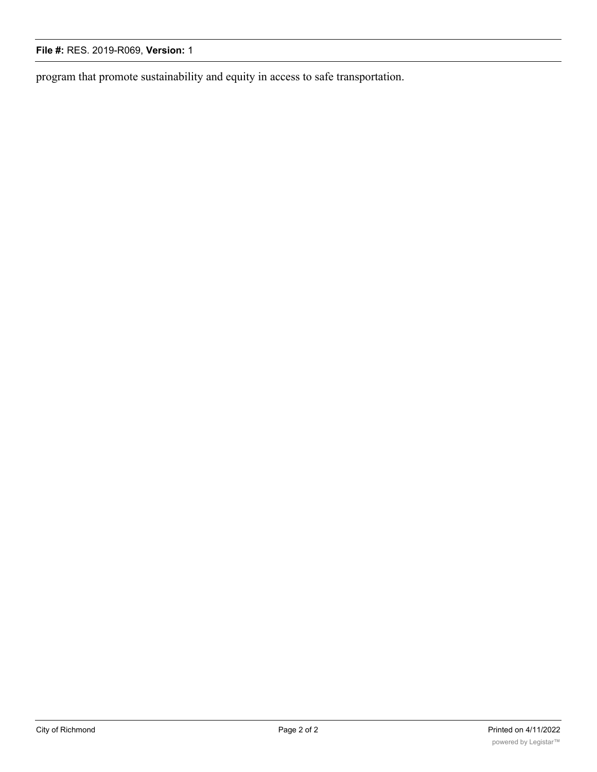program that promote sustainability and equity in access to safe transportation.